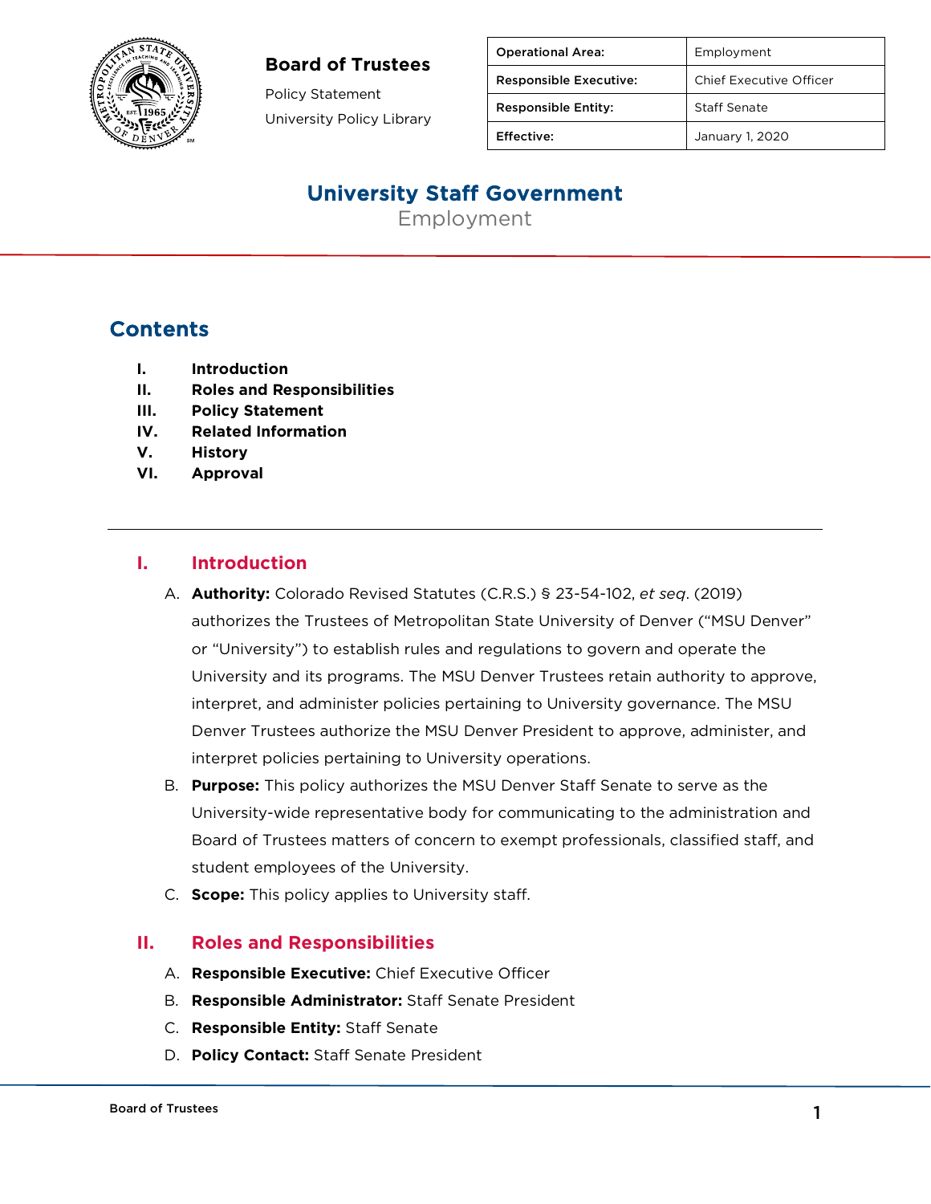**Board of Trustees**

Policy Statement

University Policy Library

| Operational Area: | Employment |
| --- | --- |
| Responsible Executive: | Chief Executive Officer |
| Responsible Entity: | Staff Senate |
| Effective: | January 1, 2020 |

# University Staff Government

Employment

## Contents

- **I. Introduction**
- **II. Roles and Responsibilities**
- **III. Policy Statement**
- **IV. Related Information**
- **V. History**
- **VI. Approval**

---

## I. Introduction

A. **Authority:** Colorado Revised Statutes (C.R.S.) § 23-54-102, *et seq*. (2019) authorizes the Trustees of Metropolitan State University of Denver ("MSU Denver" or "University") to establish rules and regulations to govern and operate the University and its programs. The MSU Denver Trustees retain authority to approve, interpret, and administer policies pertaining to University governance. The MSU Denver Trustees authorize the MSU Denver President to approve, administer, and interpret policies pertaining to University operations.

B. **Purpose:** This policy authorizes the MSU Denver Staff Senate to serve as the University-wide representative body for communicating to the administration and Board of Trustees matters of concern to exempt professionals, classified staff, and student employees of the University.

C. **Scope:** This policy applies to University staff.

## II. Roles and Responsibilities

A. **Responsible Executive:** Chief Executive Officer

B. **Responsible Administrator:** Staff Senate President

C. **Responsible Entity:** Staff Senate

D. **Policy Contact:** Staff Senate President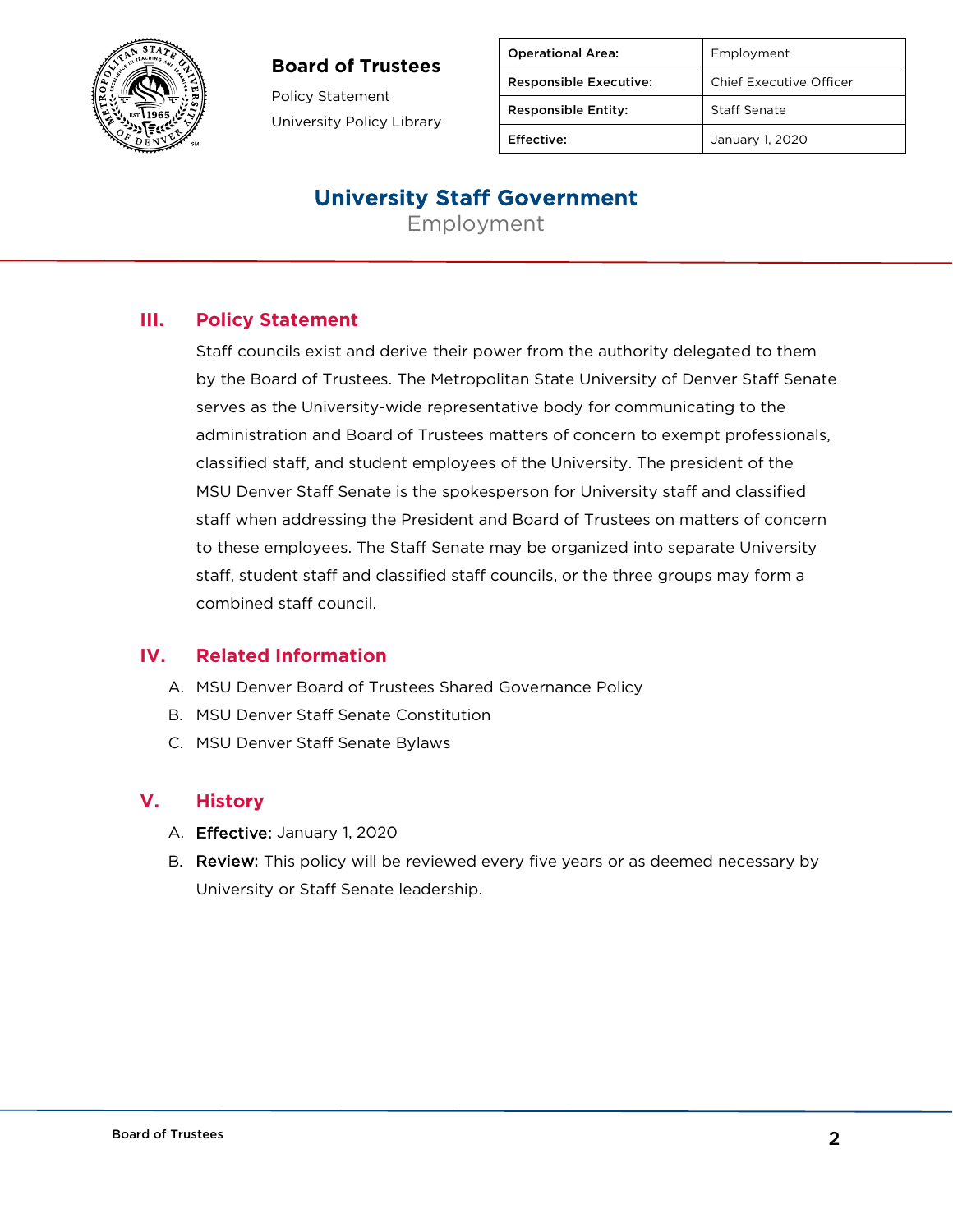| Operational Area: | Employment |
|---|---|
| Responsible Executive: | Chief Executive Officer |
| Responsible Entity: | Staff Senate |
| Effective: | January 1, 2020 |

**Board of Trustees**

Policy Statement

University Policy Library

# University Staff Government

Employment

## III. Policy Statement

Staff councils exist and derive their power from the authority delegated to them by the Board of Trustees. The Metropolitan State University of Denver Staff Senate serves as the University-wide representative body for communicating to the administration and Board of Trustees matters of concern to exempt professionals, classified staff, and student employees of the University. The president of the MSU Denver Staff Senate is the spokesperson for University staff and classified staff when addressing the President and Board of Trustees on matters of concern to these employees. The Staff Senate may be organized into separate University staff, student staff and classified staff councils, or the three groups may form a combined staff council.

## IV. Related Information

A. MSU Denver Board of Trustees Shared Governance Policy
B. MSU Denver Staff Senate Constitution
C. MSU Denver Staff Senate Bylaws

## V. History

A. **Effective:** January 1, 2020
B. **Review:** This policy will be reviewed every five years or as deemed necessary by University or Staff Senate leadership.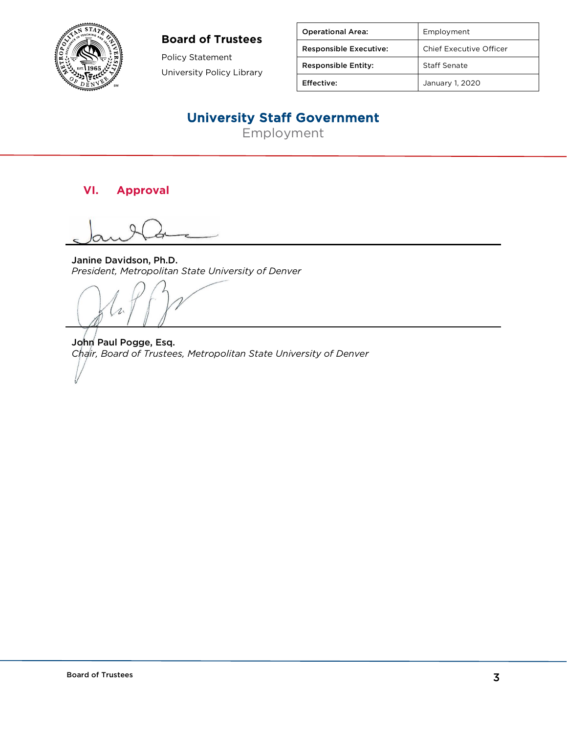| | |
|---|---|
| **Operational Area:** | Employment |
| **Responsible Executive:** | Chief Executive Officer |
| **Responsible Entity:** | Staff Senate |
| **Effective:** | January 1, 2020 |

**Board of Trustees**

Policy Statement

University Policy Library

# University Staff Government

Employment

## VI. Approval

**Janine Davidson, Ph.D.**
*President, Metropolitan State University of Denver*

**John Paul Pogge, Esq.**
*Chair, Board of Trustees, Metropolitan State University of Denver*